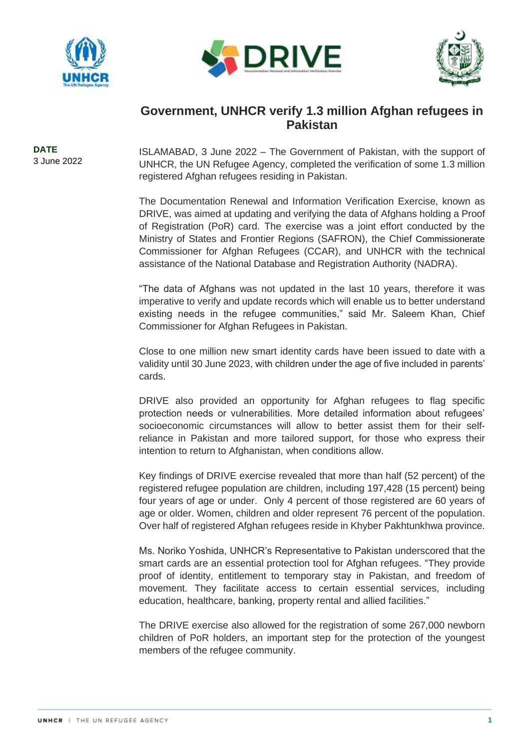# Government, UNHCR verify 1.3 million Afghan refugees in Pakistan

**DATE**
3 June 2022

ISLAMABAD, 3 June 2022 – The Government of Pakistan, with the support of UNHCR, the UN Refugee Agency, completed the verification of some 1.3 million registered Afghan refugees residing in Pakistan.

The Documentation Renewal and Information Verification Exercise, known as DRIVE, was aimed at updating and verifying the data of Afghans holding a Proof of Registration (PoR) card. The exercise was a joint effort conducted by the Ministry of States and Frontier Regions (SAFRON), the Chief Commissionerate Commissioner for Afghan Refugees (CCAR), and UNHCR with the technical assistance of the National Database and Registration Authority (NADRA).

"The data of Afghans was not updated in the last 10 years, therefore it was imperative to verify and update records which will enable us to better understand existing needs in the refugee communities," said Mr. Saleem Khan, Chief Commissioner for Afghan Refugees in Pakistan.

Close to one million new smart identity cards have been issued to date with a validity until 30 June 2023, with children under the age of five included in parents' cards.

DRIVE also provided an opportunity for Afghan refugees to flag specific protection needs or vulnerabilities. More detailed information about refugees' socioeconomic circumstances will allow to better assist them for their self-reliance in Pakistan and more tailored support, for those who express their intention to return to Afghanistan, when conditions allow.

Key findings of DRIVE exercise revealed that more than half (52 percent) of the registered refugee population are children, including 197,428 (15 percent) being four years of age or under. Only 4 percent of those registered are 60 years of age or older. Women, children and older represent 76 percent of the population. Over half of registered Afghan refugees reside in Khyber Pakhtunkhwa province.

Ms. Noriko Yoshida, UNHCR's Representative to Pakistan underscored that the smart cards are an essential protection tool for Afghan refugees. "They provide proof of identity, entitlement to temporary stay in Pakistan, and freedom of movement. They facilitate access to certain essential services, including education, healthcare, banking, property rental and allied facilities."

The DRIVE exercise also allowed for the registration of some 267,000 newborn children of PoR holders, an important step for the protection of the youngest members of the refugee community.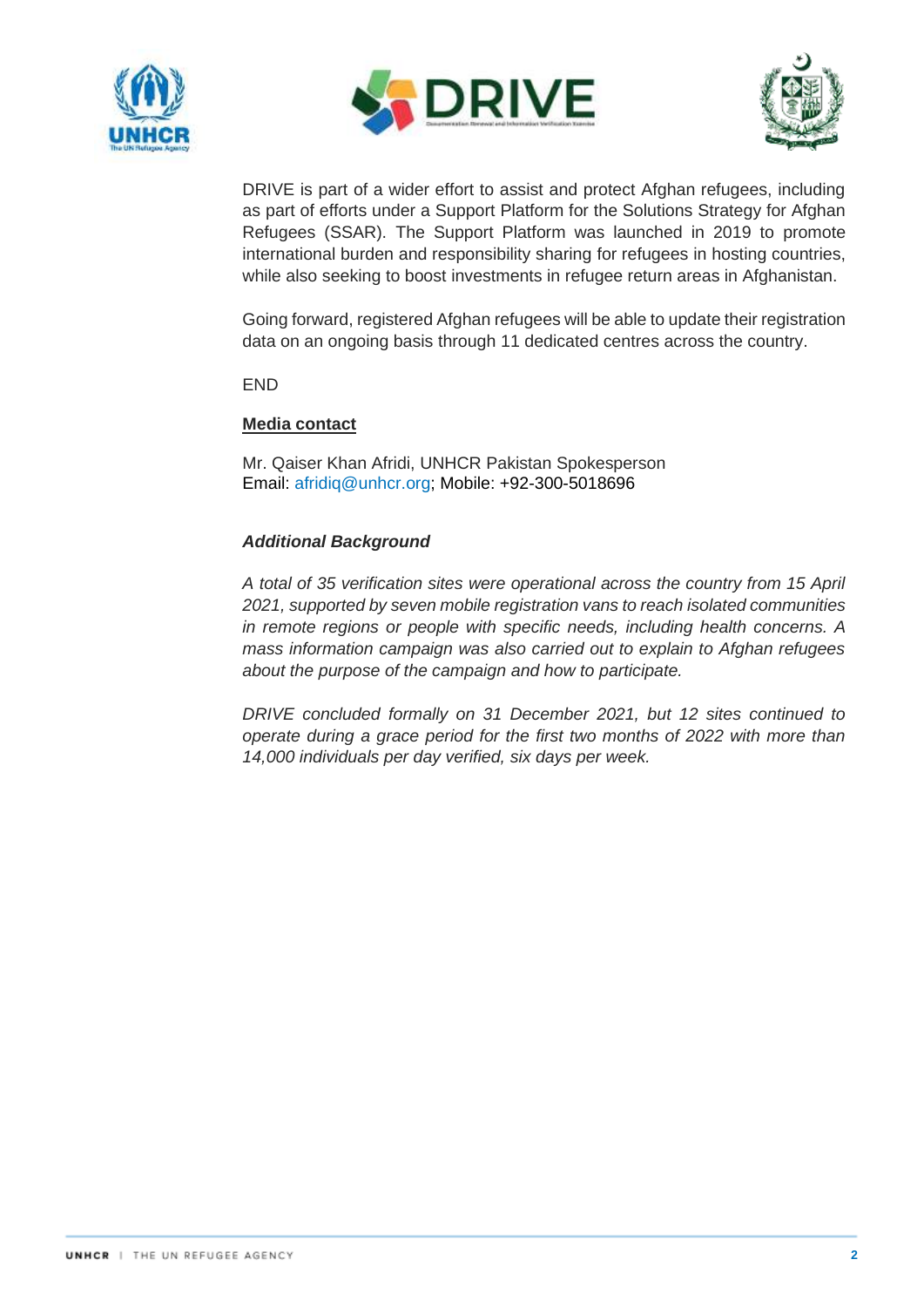DRIVE is part of a wider effort to assist and protect Afghan refugees, including as part of efforts under a Support Platform for the Solutions Strategy for Afghan Refugees (SSAR). The Support Platform was launched in 2019 to promote international burden and responsibility sharing for refugees in hosting countries, while also seeking to boost investments in refugee return areas in Afghanistan.

Going forward, registered Afghan refugees will be able to update their registration data on an ongoing basis through 11 dedicated centres across the country.

END

**Media contact**

Mr. Qaiser Khan Afridi, UNHCR Pakistan Spokesperson
Email: afridiq@unhcr.org; Mobile: +92-300-5018696

***Additional Background***

*A total of 35 verification sites were operational across the country from 15 April 2021, supported by seven mobile registration vans to reach isolated communities in remote regions or people with specific needs, including health concerns. A mass information campaign was also carried out to explain to Afghan refugees about the purpose of the campaign and how to participate.*

*DRIVE concluded formally on 31 December 2021, but 12 sites continued to operate during a grace period for the first two months of 2022 with more than 14,000 individuals per day verified, six days per week.*